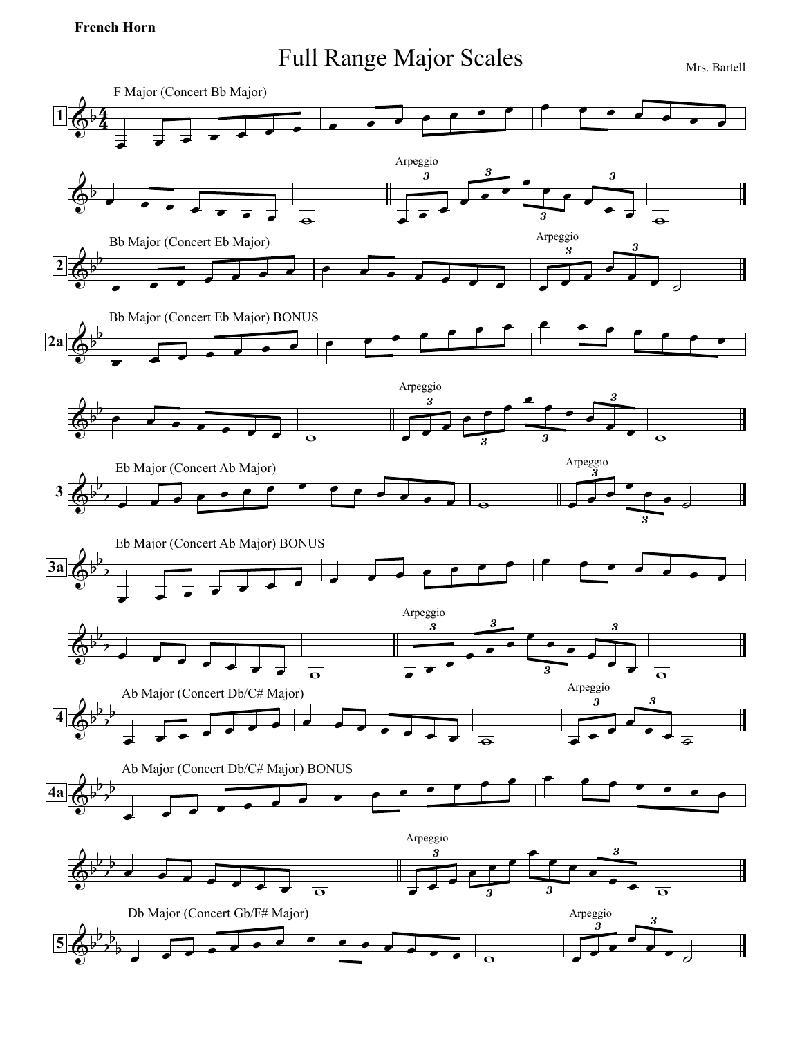**French Horn**

# Full Range Major Scales

Mrs. Bartell

1 — F Major (Concert Bb Major)

Arpeggio

2 — Bb Major (Concert Eb Major)

Arpeggio

2a — Bb Major (Concert Eb Major) BONUS

Arpeggio

3 — Eb Major (Concert Ab Major)

Arpeggio

3a — Eb Major (Concert Ab Major) BONUS

Arpeggio

4 — Ab Major (Concert Db/C# Major)

Arpeggio

4a — Ab Major (Concert Db/C# Major) BONUS

Arpeggio

5 — Db Major (Concert Gb/F# Major)

Arpeggio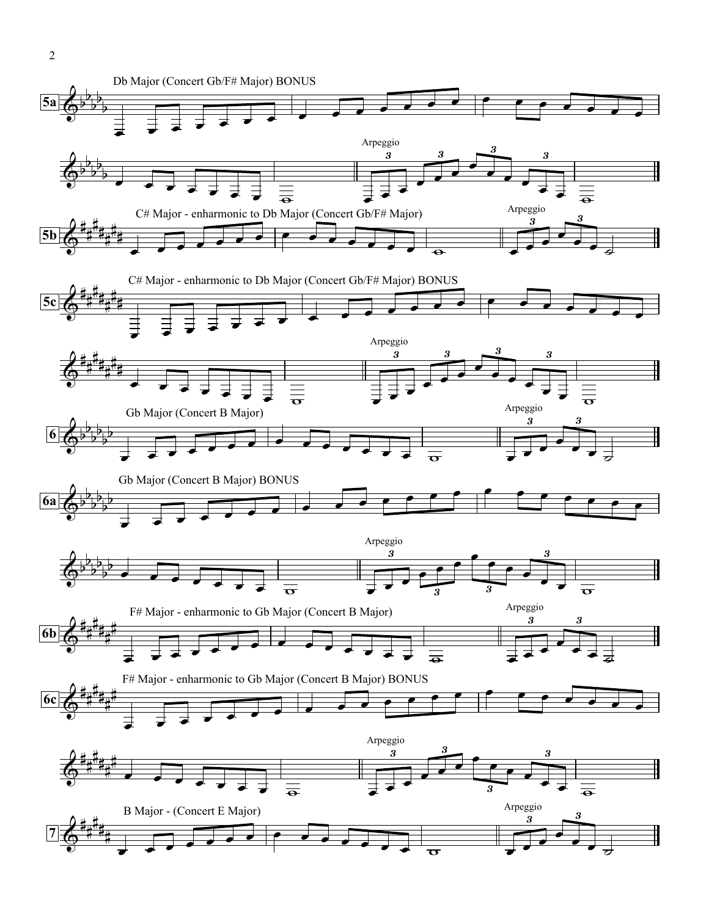**5a** Db Major (Concert Gb/F# Major) BONUS

Arpeggio

**5b** C# Major - enharmonic to Db Major (Concert Gb/F# Major)

Arpeggio

**5c** C# Major - enharmonic to Db Major (Concert Gb/F# Major) BONUS

Arpeggio

**6** Gb Major (Concert B Major)

Arpeggio

**6a** Gb Major (Concert B Major) BONUS

Arpeggio

**6b** F# Major - enharmonic to Gb Major (Concert B Major)

Arpeggio

**6c** F# Major - enharmonic to Gb Major (Concert B Major) BONUS

Arpeggio

**7** B Major - (Concert E Major)

Arpeggio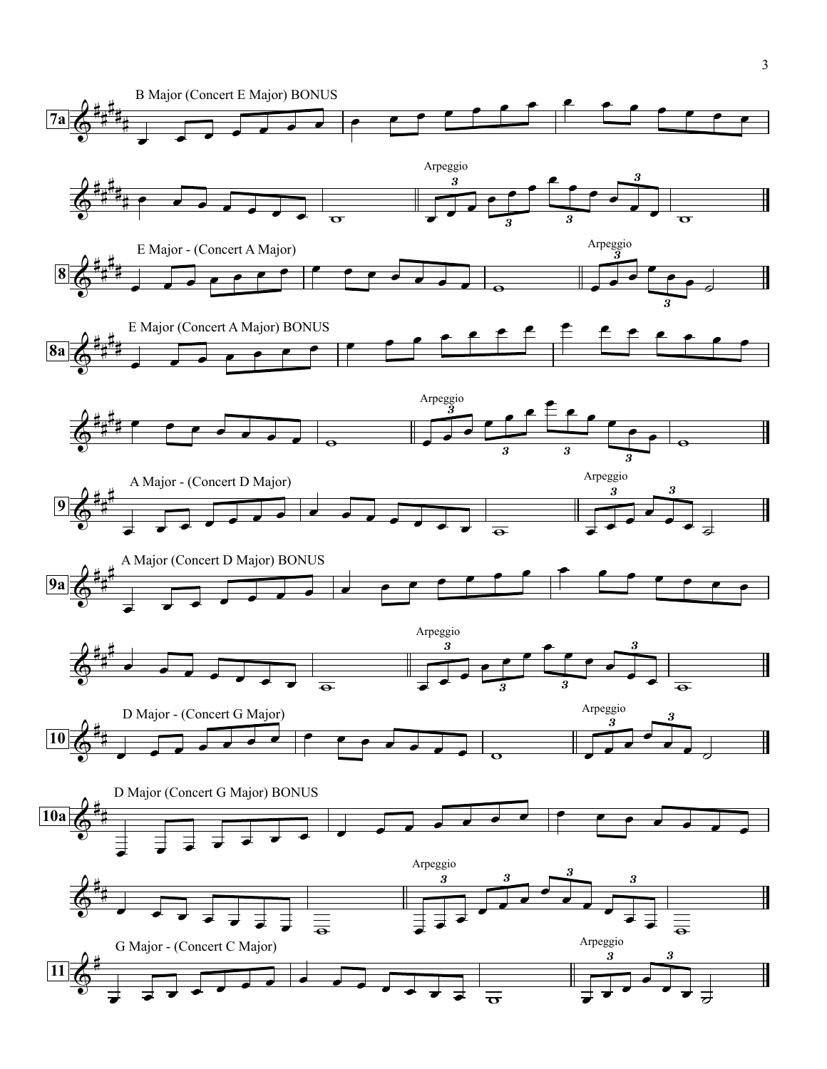**7a** B Major (Concert E Major) BONUS

Arpeggio

**8** E Major - (Concert A Major)

Arpeggio

**8a** E Major (Concert A Major) BONUS

Arpeggio

**9** A Major - (Concert D Major)

Arpeggio

**9a** A Major (Concert D Major) BONUS

Arpeggio

**10** D Major - (Concert G Major)

Arpeggio

**10a** D Major (Concert G Major) BONUS

Arpeggio

**11** G Major - (Concert C Major)

Arpeggio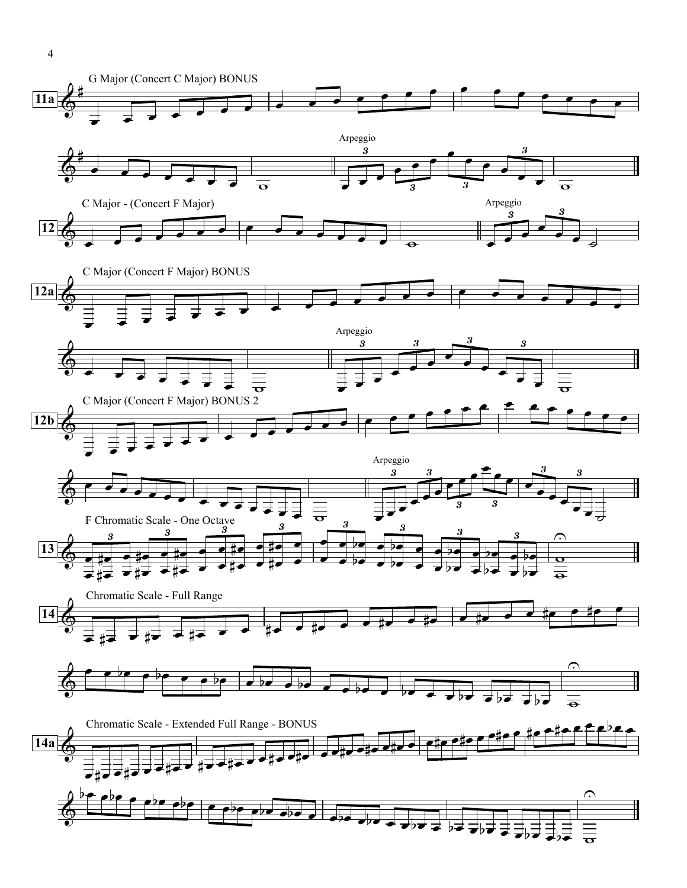11a G Major (Concert C Major) BONUS

Arpeggio

12 C Major - (Concert F Major)

Arpeggio

12a C Major (Concert F Major) BONUS

Arpeggio

12b C Major (Concert F Major) BONUS 2

Arpeggio

13 F Chromatic Scale - One Octave

14 Chromatic Scale - Full Range

14a Chromatic Scale - Extended Full Range - BONUS